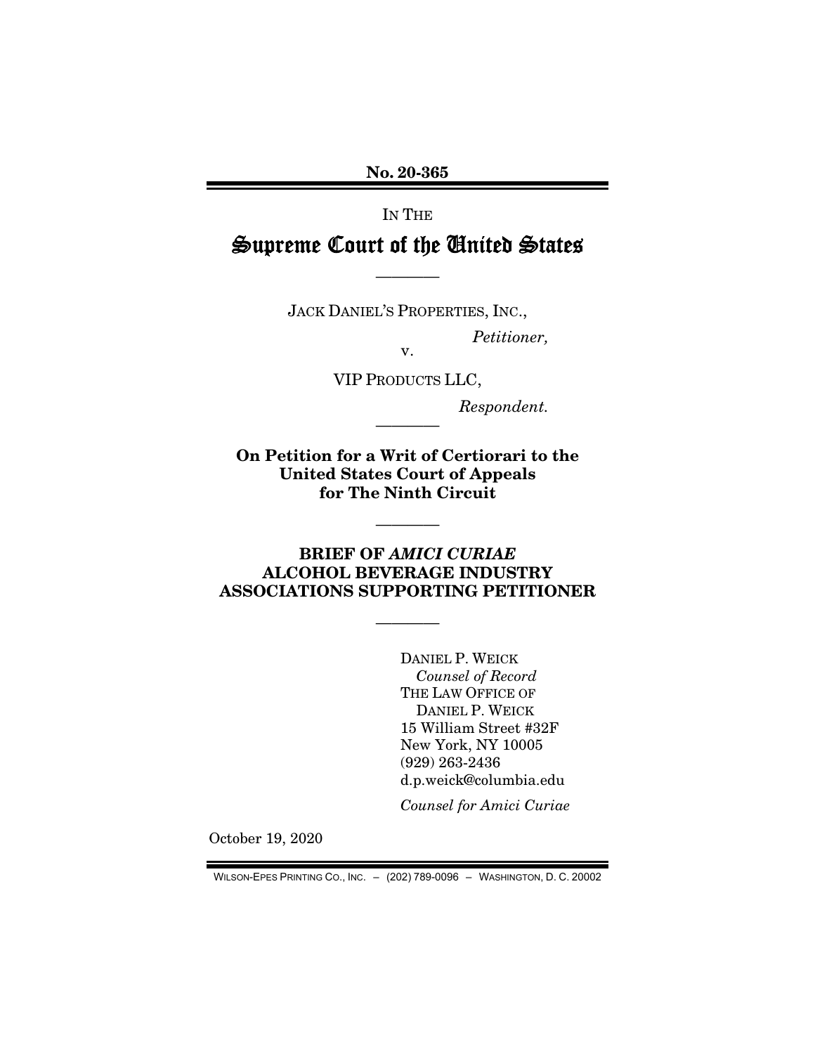**No. 20-365**

IN THE

# Supreme Court of the United States

————

JACK DANIEL'S PROPERTIES, INC.,

*Petitioner,*

v.

VIP PRODUCTS LLC,

*Respondent.*

————

**On Petition for a Writ of Certiorari to the United States Court of Appeals for The Ninth Circuit**

————

**BRIEF OF *AMICI CURIAE* ALCOHOL BEVERAGE INDUSTRY ASSOCIATIONS SUPPORTING PETITIONER**

————

DANIEL P. WEICK
*Counsel of Record*
THE LAW OFFICE OF DANIEL P. WEICK
15 William Street #32F
New York, NY 10005
(929) 263-2436
d.p.weick@columbia.edu

*Counsel for Amici Curiae*

October 19, 2020

WILSON-EPES PRINTING CO., INC. – (202) 789-0096 – WASHINGTON, D. C. 20002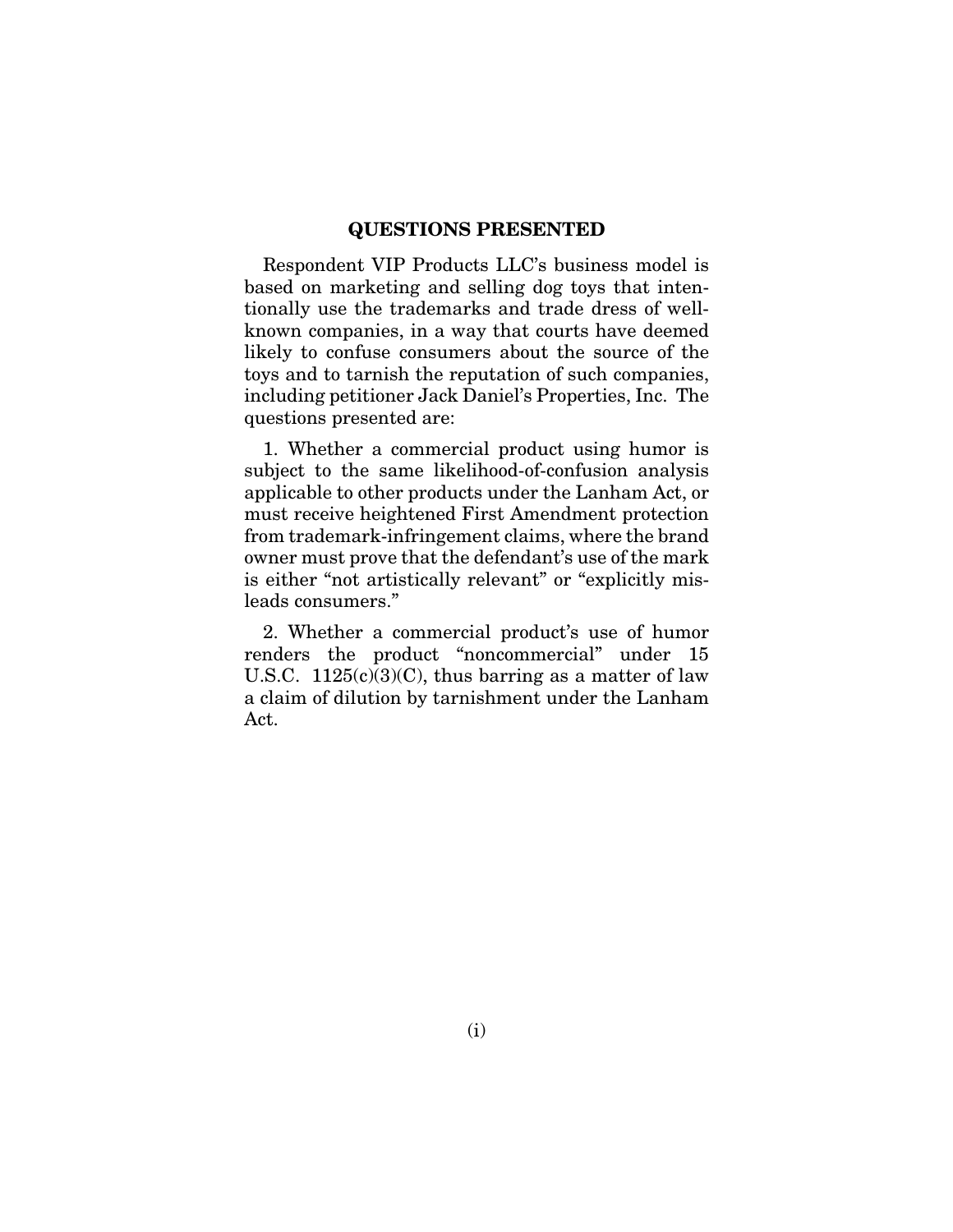## QUESTIONS PRESENTED

Respondent VIP Products LLC's business model is based on marketing and selling dog toys that intentionally use the trademarks and trade dress of well-known companies, in a way that courts have deemed likely to confuse consumers about the source of the toys and to tarnish the reputation of such companies, including petitioner Jack Daniel's Properties, Inc. The questions presented are:

1. Whether a commercial product using humor is subject to the same likelihood-of-confusion analysis applicable to other products under the Lanham Act, or must receive heightened First Amendment protection from trademark-infringement claims, where the brand owner must prove that the defendant's use of the mark is either "not artistically relevant" or "explicitly misleads consumers."

2. Whether a commercial product's use of humor renders the product "noncommercial" under 15 U.S.C. 1125(c)(3)(C), thus barring as a matter of law a claim of dilution by tarnishment under the Lanham Act.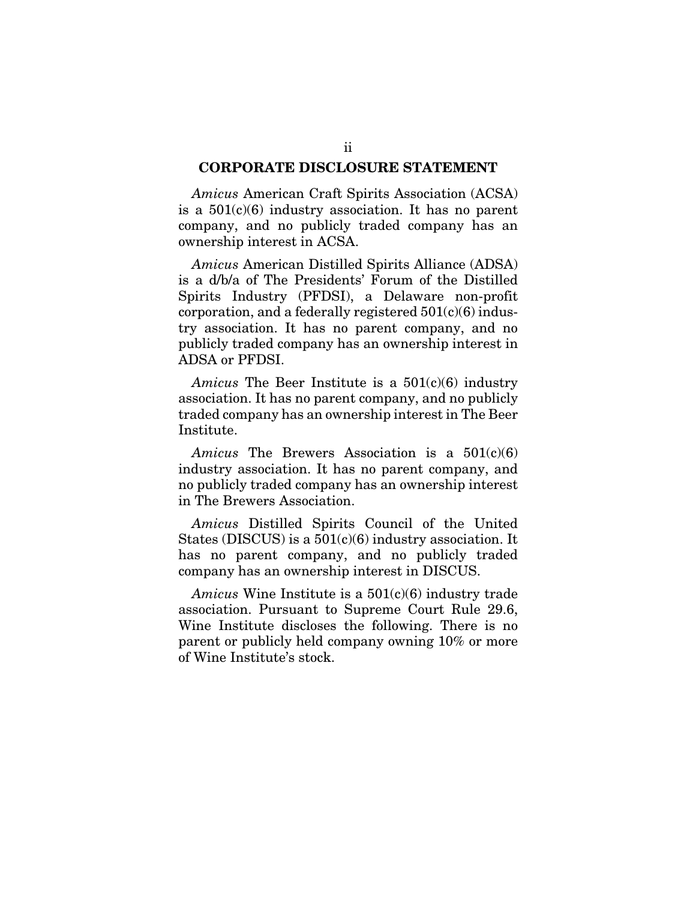## CORPORATE DISCLOSURE STATEMENT

*Amicus* American Craft Spirits Association (ACSA) is a 501(c)(6) industry association. It has no parent company, and no publicly traded company has an ownership interest in ACSA.

*Amicus* American Distilled Spirits Alliance (ADSA) is a d/b/a of The Presidents' Forum of the Distilled Spirits Industry (PFDSI), a Delaware non-profit corporation, and a federally registered 501(c)(6) industry association. It has no parent company, and no publicly traded company has an ownership interest in ADSA or PFDSI.

*Amicus* The Beer Institute is a 501(c)(6) industry association. It has no parent company, and no publicly traded company has an ownership interest in The Beer Institute.

*Amicus* The Brewers Association is a 501(c)(6) industry association. It has no parent company, and no publicly traded company has an ownership interest in The Brewers Association.

*Amicus* Distilled Spirits Council of the United States (DISCUS) is a 501(c)(6) industry association. It has no parent company, and no publicly traded company has an ownership interest in DISCUS.

*Amicus* Wine Institute is a 501(c)(6) industry trade association. Pursuant to Supreme Court Rule 29.6, Wine Institute discloses the following. There is no parent or publicly held company owning 10% or more of Wine Institute's stock.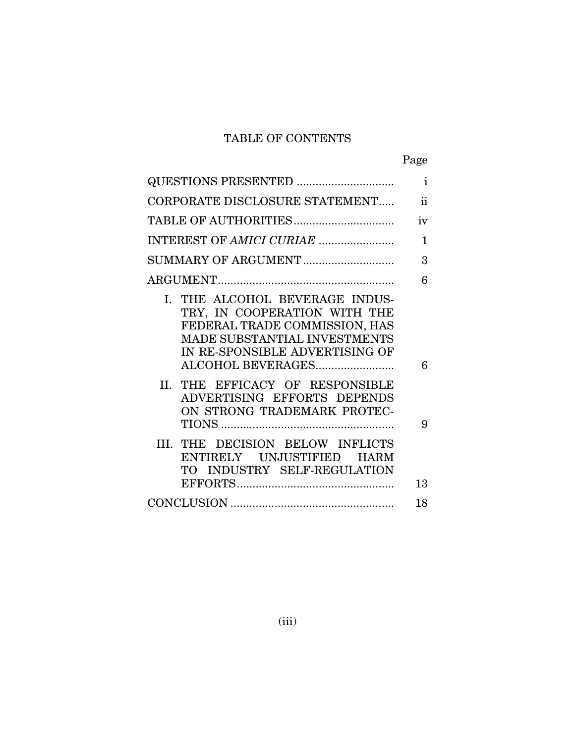# TABLE OF CONTENTS

| | Page |
|---|---|
| QUESTIONS PRESENTED | i |
| CORPORATE DISCLOSURE STATEMENT | ii |
| TABLE OF AUTHORITIES | iv |
| INTEREST OF *AMICI CURIAE* | 1 |
| SUMMARY OF ARGUMENT | 3 |
| ARGUMENT | 6 |
| I. THE ALCOHOL BEVERAGE INDUSTRY, IN COOPERATION WITH THE FEDERAL TRADE COMMISSION, HAS MADE SUBSTANTIAL INVESTMENTS IN RE-SPONSIBLE ADVERTISING OF ALCOHOL BEVERAGES | 6 |
| II. THE EFFICACY OF RESPONSIBLE ADVERTISING EFFORTS DEPENDS ON STRONG TRADEMARK PROTECTIONS | 9 |
| III. THE DECISION BELOW INFLICTS ENTIRELY UNJUSTIFIED HARM TO INDUSTRY SELF-REGULATION EFFORTS | 13 |
| CONCLUSION | 18 |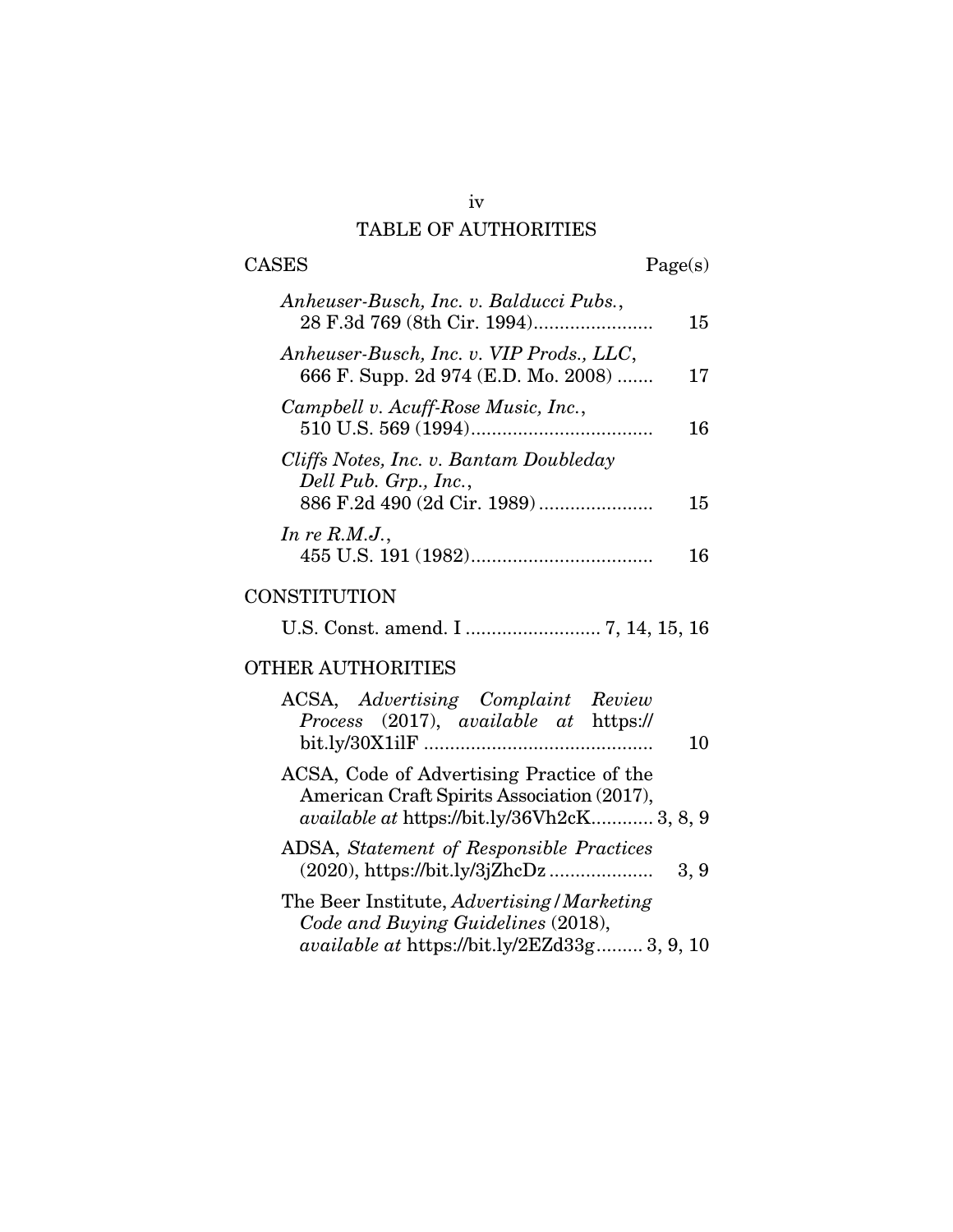# TABLE OF AUTHORITIES

## CASES

Page(s)

*Anheuser-Busch, Inc. v. Balducci Pubs.*, 28 F.3d 769 (8th Cir. 1994)....................... 15

*Anheuser-Busch, Inc. v. VIP Prods., LLC*, 666 F. Supp. 2d 974 (E.D. Mo. 2008) ....... 17

*Campbell v. Acuff-Rose Music, Inc.*, 510 U.S. 569 (1994)................................... 16

*Cliffs Notes, Inc. v. Bantam Doubleday Dell Pub. Grp., Inc.*, 886 F.2d 490 (2d Cir. 1989)...................... 15

*In re R.M.J.*, 455 U.S. 191 (1982)................................... 16

## CONSTITUTION

U.S. Const. amend. I .......................... 7, 14, 15, 16

## OTHER AUTHORITIES

ACSA, *Advertising Complaint Review Process* (2017), *available at* https://bit.ly/30X1ilF ............................................ 10

ACSA, Code of Advertising Practice of the American Craft Spirits Association (2017), *available at* https://bit.ly/36Vh2cK............ 3, 8, 9

ADSA, *Statement of Responsible Practices* (2020), https://bit.ly/3jZhcDz .................... 3, 9

The Beer Institute, *Advertising/Marketing Code and Buying Guidelines* (2018), *available at* https://bit.ly/2EZd33g......... 3, 9, 10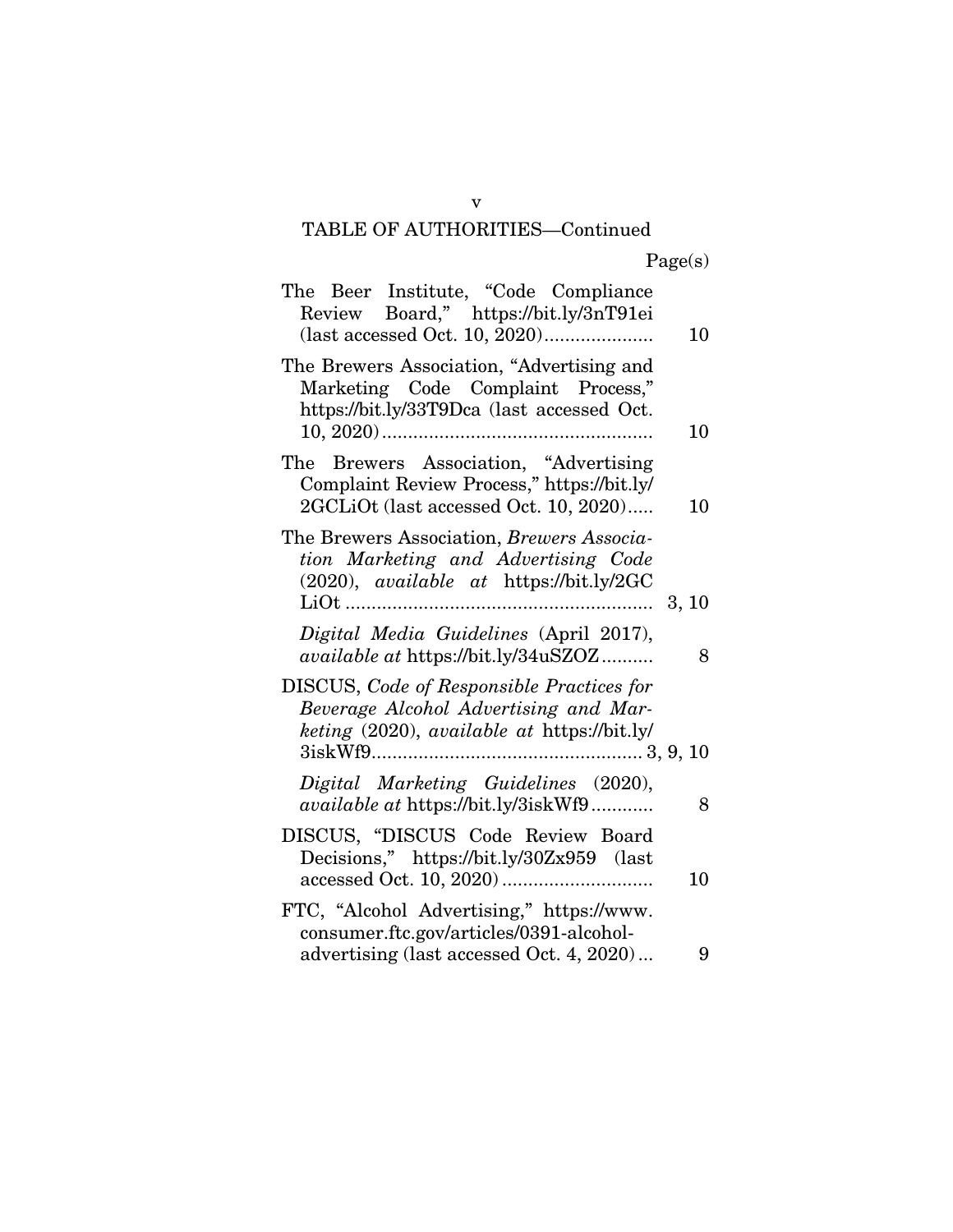TABLE OF AUTHORITIES—Continued

| | Page(s) |
|---|---|
| The Beer Institute, "Code Compliance Review Board," https://bit.ly/3nT91ei (last accessed Oct. 10, 2020) | 10 |
| The Brewers Association, "Advertising and Marketing Code Complaint Process," https://bit.ly/33T9Dca (last accessed Oct. 10, 2020) | 10 |
| The Brewers Association, "Advertising Complaint Review Process," https://bit.ly/2GCLiOt (last accessed Oct. 10, 2020) | 10 |
| The Brewers Association, *Brewers Association Marketing and Advertising Code* (2020), *available at* https://bit.ly/2GCLiOt | 3, 10 |
| *Digital Media Guidelines* (April 2017), *available at* https://bit.ly/34uSZOZ | 8 |
| DISCUS, *Code of Responsible Practices for Beverage Alcohol Advertising and Marketing* (2020), *available at* https://bit.ly/3iskWf9 | 3, 9, 10 |
| *Digital Marketing Guidelines* (2020), *available at* https://bit.ly/3iskWf9 | 8 |
| DISCUS, "DISCUS Code Review Board Decisions," https://bit.ly/30Zx959 (last accessed Oct. 10, 2020) | 10 |
| FTC, "Alcohol Advertising," https://www.consumer.ftc.gov/articles/0391-alcohol-advertising (last accessed Oct. 4, 2020) | 9 |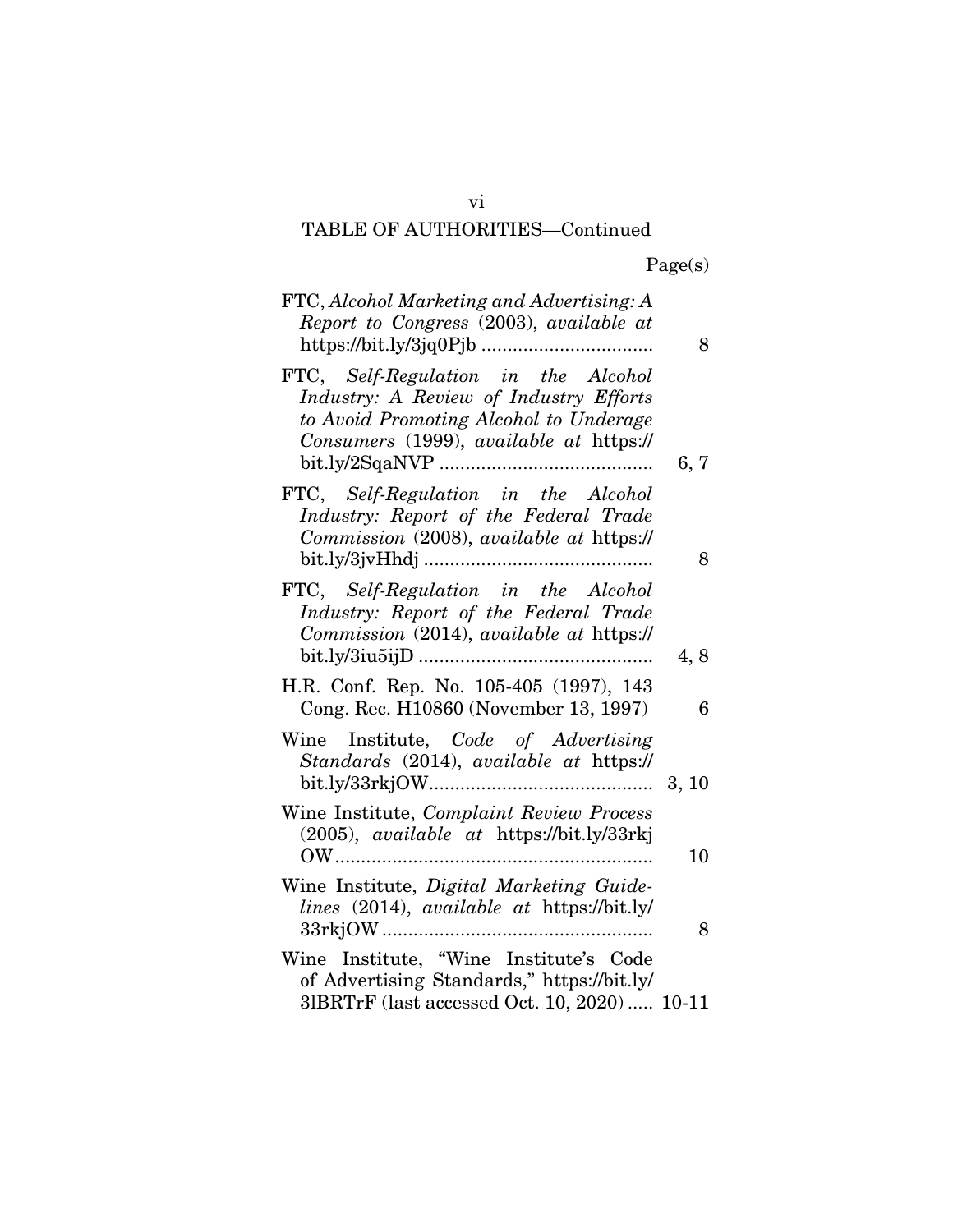## TABLE OF AUTHORITIES—Continued

| | Page(s) |
|---|---|
| FTC, *Alcohol Marketing and Advertising: A Report to Congress* (2003), *available at* https://bit.ly/3jq0Pjb | 8 |
| FTC, *Self-Regulation in the Alcohol Industry: A Review of Industry Efforts to Avoid Promoting Alcohol to Underage Consumers* (1999), *available at* https://bit.ly/2SqaNVP | 6, 7 |
| FTC, *Self-Regulation in the Alcohol Industry: Report of the Federal Trade Commission* (2008), *available at* https://bit.ly/3jvHhdj | 8 |
| FTC, *Self-Regulation in the Alcohol Industry: Report of the Federal Trade Commission* (2014), *available at* https://bit.ly/3iu5ijD | 4, 8 |
| H.R. Conf. Rep. No. 105-405 (1997), 143 Cong. Rec. H10860 (November 13, 1997) | 6 |
| Wine Institute, *Code of Advertising Standards* (2014), *available at* https://bit.ly/33rkjOW | 3, 10 |
| Wine Institute, *Complaint Review Process* (2005), *available at* https://bit.ly/33rkjOW | 10 |
| Wine Institute, *Digital Marketing Guidelines* (2014), *available at* https://bit.ly/33rkjOW | 8 |
| Wine Institute, "Wine Institute's Code of Advertising Standards," https://bit.ly/3lBRTrF (last accessed Oct. 10, 2020) | 10-11 |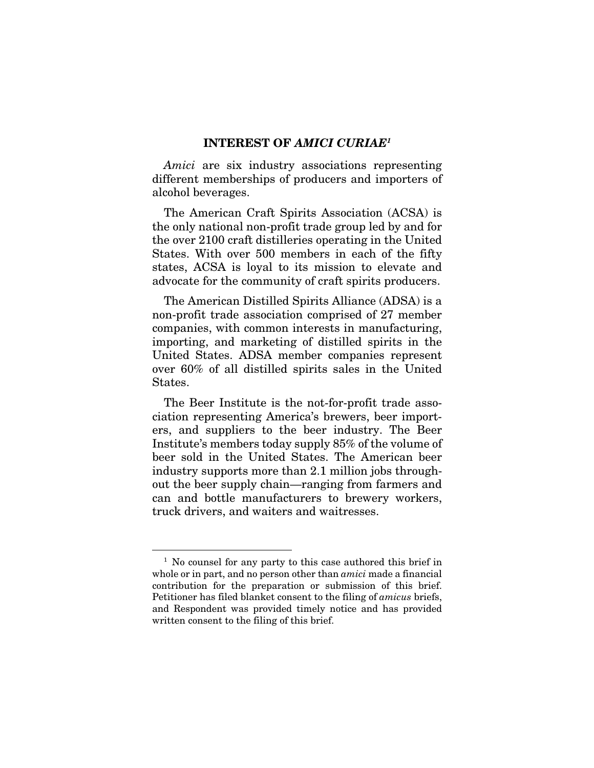## INTEREST OF *AMICI CURIAE*[1]

*Amici* are six industry associations representing different memberships of producers and importers of alcohol beverages.

The American Craft Spirits Association (ACSA) is the only national non-profit trade group led by and for the over 2100 craft distilleries operating in the United States. With over 500 members in each of the fifty states, ACSA is loyal to its mission to elevate and advocate for the community of craft spirits producers.

The American Distilled Spirits Alliance (ADSA) is a non-profit trade association comprised of 27 member companies, with common interests in manufacturing, importing, and marketing of distilled spirits in the United States. ADSA member companies represent over 60% of all distilled spirits sales in the United States.

The Beer Institute is the not-for-profit trade association representing America's brewers, beer importers, and suppliers to the beer industry. The Beer Institute's members today supply 85% of the volume of beer sold in the United States. The American beer industry supports more than 2.1 million jobs throughout the beer supply chain—ranging from farmers and can and bottle manufacturers to brewery workers, truck drivers, and waiters and waitresses.

---

[1] No counsel for any party to this case authored this brief in whole or in part, and no person other than *amici* made a financial contribution for the preparation or submission of this brief. Petitioner has filed blanket consent to the filing of *amicus* briefs, and Respondent was provided timely notice and has provided written consent to the filing of this brief.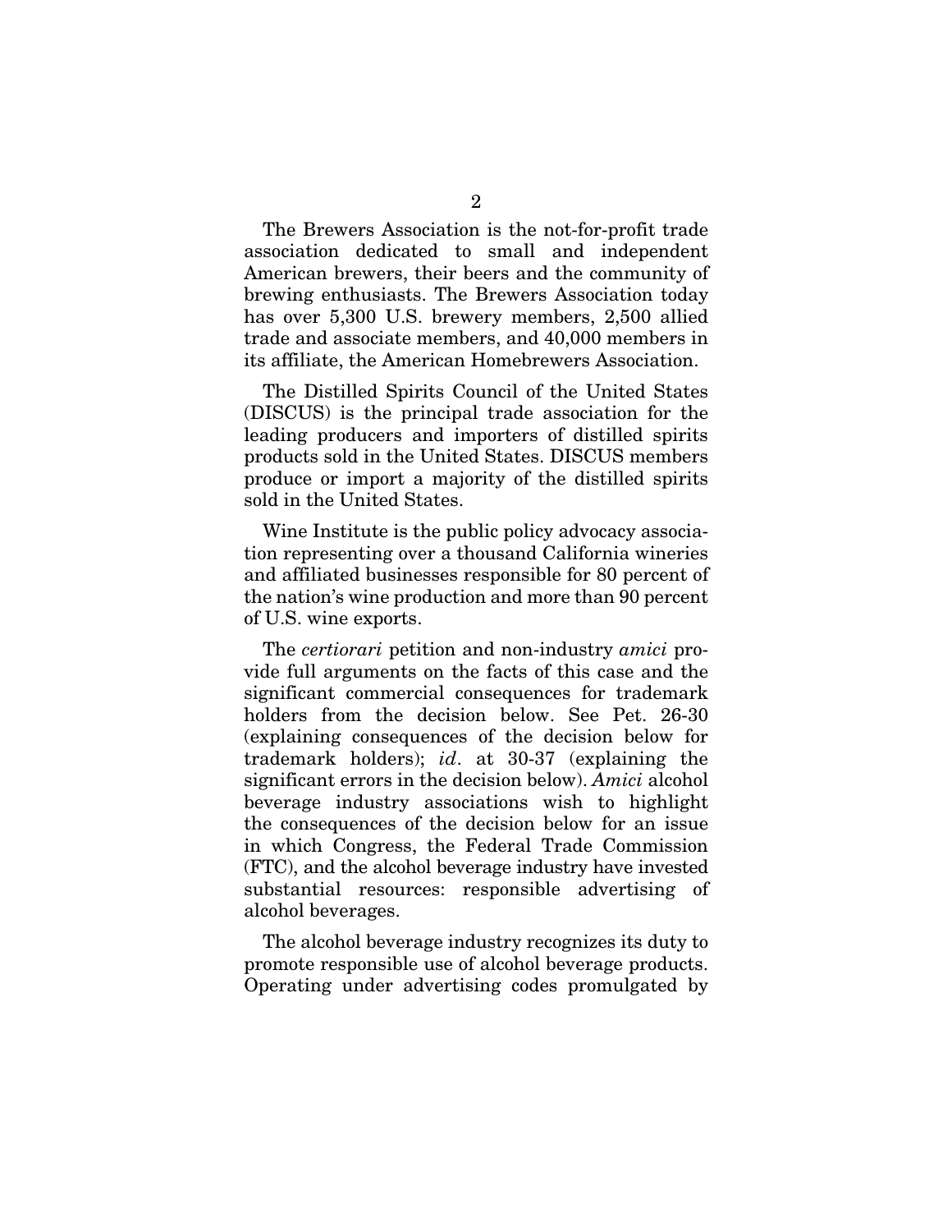The Brewers Association is the not-for-profit trade association dedicated to small and independent American brewers, their beers and the community of brewing enthusiasts. The Brewers Association today has over 5,300 U.S. brewery members, 2,500 allied trade and associate members, and 40,000 members in its affiliate, the American Homebrewers Association.

The Distilled Spirits Council of the United States (DISCUS) is the principal trade association for the leading producers and importers of distilled spirits products sold in the United States. DISCUS members produce or import a majority of the distilled spirits sold in the United States.

Wine Institute is the public policy advocacy association representing over a thousand California wineries and affiliated businesses responsible for 80 percent of the nation's wine production and more than 90 percent of U.S. wine exports.

The *certiorari* petition and non-industry *amici* provide full arguments on the facts of this case and the significant commercial consequences for trademark holders from the decision below. See Pet. 26-30 (explaining consequences of the decision below for trademark holders); *id*. at 30-37 (explaining the significant errors in the decision below). *Amici* alcohol beverage industry associations wish to highlight the consequences of the decision below for an issue in which Congress, the Federal Trade Commission (FTC), and the alcohol beverage industry have invested substantial resources: responsible advertising of alcohol beverages.

The alcohol beverage industry recognizes its duty to promote responsible use of alcohol beverage products. Operating under advertising codes promulgated by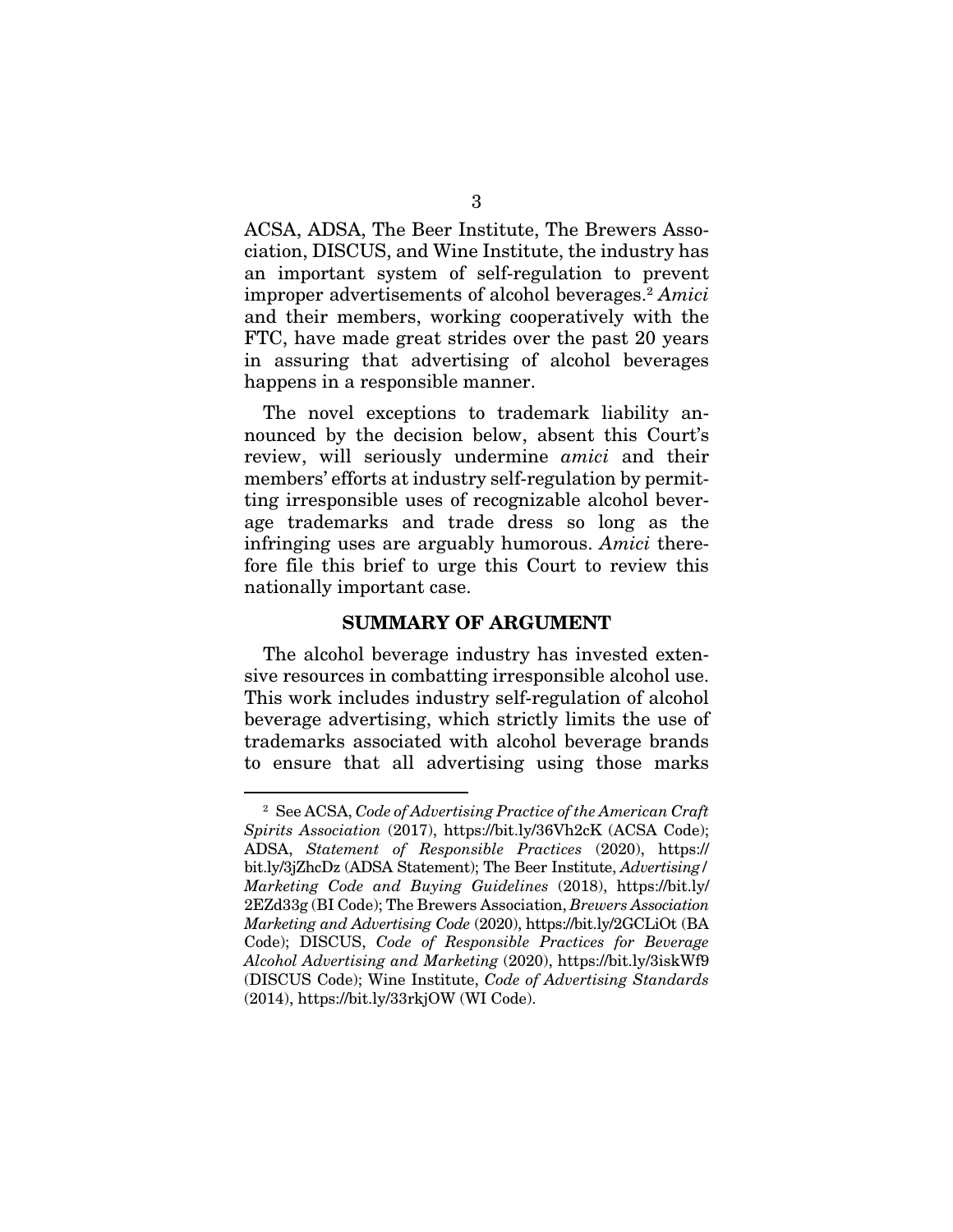ACSA, ADSA, The Beer Institute, The Brewers Association, DISCUS, and Wine Institute, the industry has an important system of self-regulation to prevent improper advertisements of alcohol beverages.[2] *Amici* and their members, working cooperatively with the FTC, have made great strides over the past 20 years in assuring that advertising of alcohol beverages happens in a responsible manner.

The novel exceptions to trademark liability announced by the decision below, absent this Court's review, will seriously undermine *amici* and their members' efforts at industry self-regulation by permitting irresponsible uses of recognizable alcohol beverage trademarks and trade dress so long as the infringing uses are arguably humorous. *Amici* therefore file this brief to urge this Court to review this nationally important case.

## SUMMARY OF ARGUMENT

The alcohol beverage industry has invested extensive resources in combatting irresponsible alcohol use. This work includes industry self-regulation of alcohol beverage advertising, which strictly limits the use of trademarks associated with alcohol beverage brands to ensure that all advertising using those marks

---

[2] See ACSA, *Code of Advertising Practice of the American Craft Spirits Association* (2017), https://bit.ly/36Vh2cK (ACSA Code); ADSA, *Statement of Responsible Practices* (2020), https://bit.ly/3jZhcDz (ADSA Statement); The Beer Institute, *Advertising/Marketing Code and Buying Guidelines* (2018), https://bit.ly/2EZd33g (BI Code); The Brewers Association, *Brewers Association Marketing and Advertising Code* (2020), https://bit.ly/2GCLiOt (BA Code); DISCUS, *Code of Responsible Practices for Beverage Alcohol Advertising and Marketing* (2020), https://bit.ly/3iskWf9 (DISCUS Code); Wine Institute, *Code of Advertising Standards* (2014), https://bit.ly/33rkjOW (WI Code).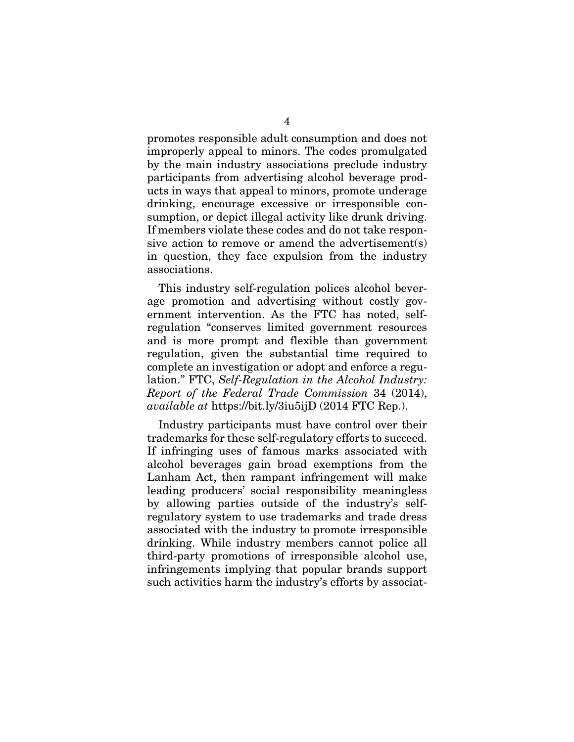promotes responsible adult consumption and does not improperly appeal to minors. The codes promulgated by the main industry associations preclude industry participants from advertising alcohol beverage products in ways that appeal to minors, promote underage drinking, encourage excessive or irresponsible consumption, or depict illegal activity like drunk driving. If members violate these codes and do not take responsive action to remove or amend the advertisement(s) in question, they face expulsion from the industry associations.

This industry self-regulation polices alcohol beverage promotion and advertising without costly government intervention. As the FTC has noted, self-regulation "conserves limited government resources and is more prompt and flexible than government regulation, given the substantial time required to complete an investigation or adopt and enforce a regulation." FTC, *Self-Regulation in the Alcohol Industry: Report of the Federal Trade Commission* 34 (2014), *available at* https://bit.ly/3iu5ijD (2014 FTC Rep.).

Industry participants must have control over their trademarks for these self-regulatory efforts to succeed. If infringing uses of famous marks associated with alcohol beverages gain broad exemptions from the Lanham Act, then rampant infringement will make leading producers' social responsibility meaningless by allowing parties outside of the industry's self-regulatory system to use trademarks and trade dress associated with the industry to promote irresponsible drinking. While industry members cannot police all third-party promotions of irresponsible alcohol use, infringements implying that popular brands support such activities harm the industry's efforts by associat-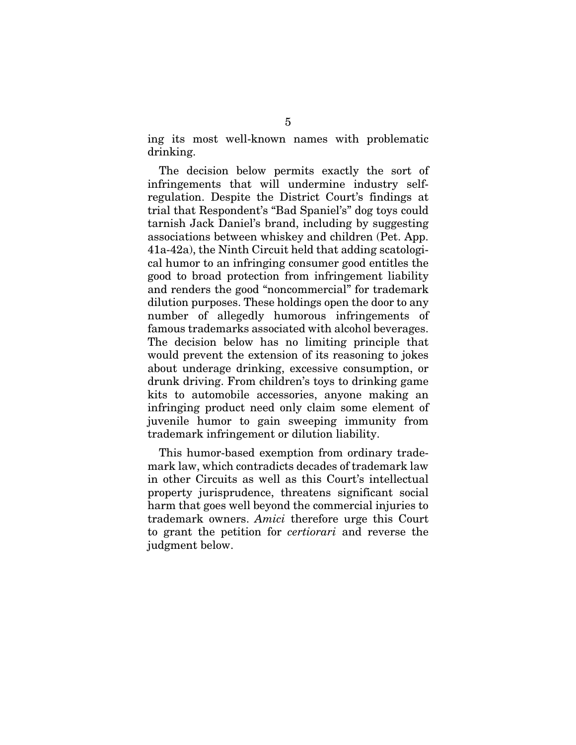ing its most well-known names with problematic drinking.

The decision below permits exactly the sort of infringements that will undermine industry self-regulation. Despite the District Court's findings at trial that Respondent's "Bad Spaniel's" dog toys could tarnish Jack Daniel's brand, including by suggesting associations between whiskey and children (Pet. App. 41a-42a), the Ninth Circuit held that adding scatological humor to an infringing consumer good entitles the good to broad protection from infringement liability and renders the good "noncommercial" for trademark dilution purposes. These holdings open the door to any number of allegedly humorous infringements of famous trademarks associated with alcohol beverages. The decision below has no limiting principle that would prevent the extension of its reasoning to jokes about underage drinking, excessive consumption, or drunk driving. From children's toys to drinking game kits to automobile accessories, anyone making an infringing product need only claim some element of juvenile humor to gain sweeping immunity from trademark infringement or dilution liability.

This humor-based exemption from ordinary trademark law, which contradicts decades of trademark law in other Circuits as well as this Court's intellectual property jurisprudence, threatens significant social harm that goes well beyond the commercial injuries to trademark owners. *Amici* therefore urge this Court to grant the petition for *certiorari* and reverse the judgment below.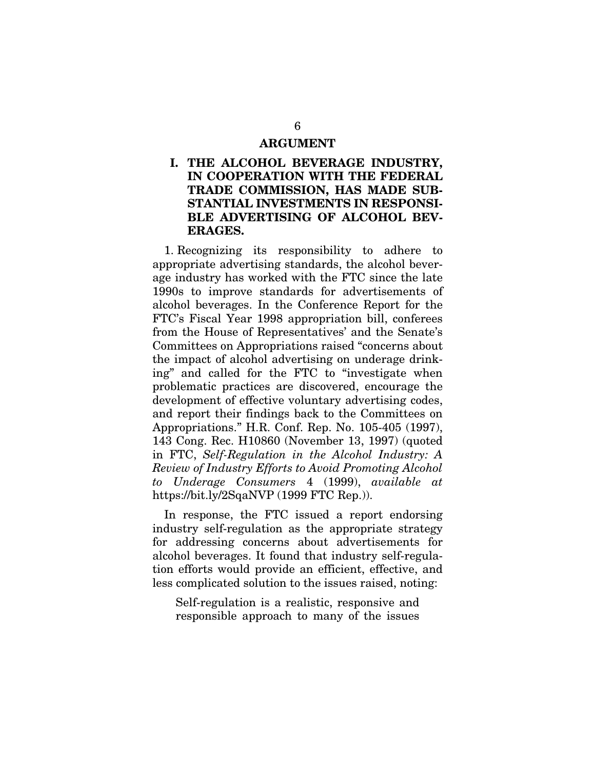## ARGUMENT

### I. THE ALCOHOL BEVERAGE INDUSTRY, IN COOPERATION WITH THE FEDERAL TRADE COMMISSION, HAS MADE SUBSTANTIAL INVESTMENTS IN RESPONSIBLE ADVERTISING OF ALCOHOL BEVERAGES.

1. Recognizing its responsibility to adhere to appropriate advertising standards, the alcohol beverage industry has worked with the FTC since the late 1990s to improve standards for advertisements of alcohol beverages. In the Conference Report for the FTC's Fiscal Year 1998 appropriation bill, conferees from the House of Representatives' and the Senate's Committees on Appropriations raised "concerns about the impact of alcohol advertising on underage drinking" and called for the FTC to "investigate when problematic practices are discovered, encourage the development of effective voluntary advertising codes, and report their findings back to the Committees on Appropriations." H.R. Conf. Rep. No. 105-405 (1997), 143 Cong. Rec. H10860 (November 13, 1997) (quoted in FTC, *Self-Regulation in the Alcohol Industry: A Review of Industry Efforts to Avoid Promoting Alcohol to Underage Consumers* 4 (1999), *available at* https://bit.ly/2SqaNVP (1999 FTC Rep.)).

In response, the FTC issued a report endorsing industry self-regulation as the appropriate strategy for addressing concerns about advertisements for alcohol beverages. It found that industry self-regulation efforts would provide an efficient, effective, and less complicated solution to the issues raised, noting:

> Self-regulation is a realistic, responsive and responsible approach to many of the issues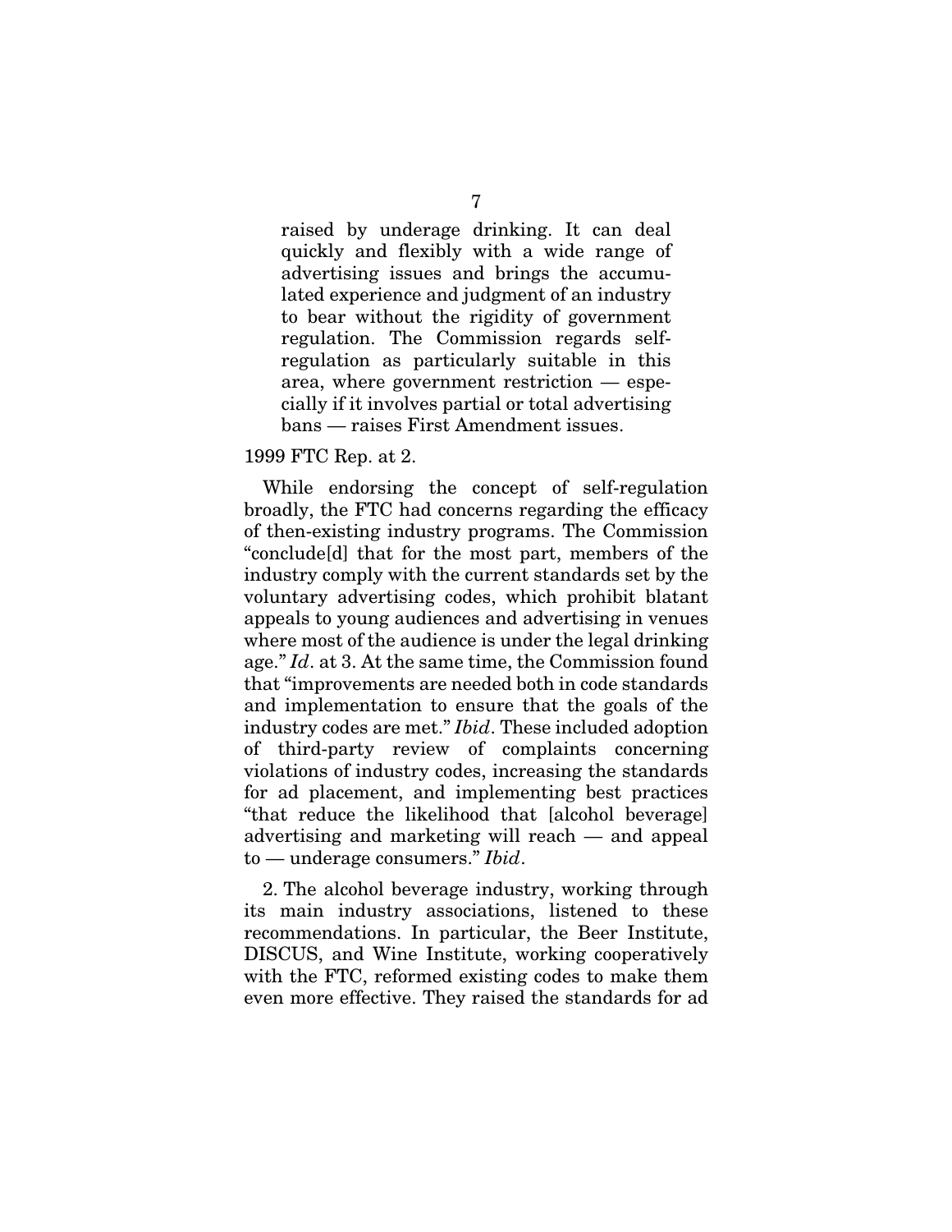> raised by underage drinking. It can deal quickly and flexibly with a wide range of advertising issues and brings the accumulated experience and judgment of an industry to bear without the rigidity of government regulation. The Commission regards self-regulation as particularly suitable in this area, where government restriction — especially if it involves partial or total advertising bans — raises First Amendment issues.

1999 FTC Rep. at 2.

While endorsing the concept of self-regulation broadly, the FTC had concerns regarding the efficacy of then-existing industry programs. The Commission "conclude[d] that for the most part, members of the industry comply with the current standards set by the voluntary advertising codes, which prohibit blatant appeals to young audiences and advertising in venues where most of the audience is under the legal drinking age." *Id*. at 3. At the same time, the Commission found that "improvements are needed both in code standards and implementation to ensure that the goals of the industry codes are met." *Ibid*. These included adoption of third-party review of complaints concerning violations of industry codes, increasing the standards for ad placement, and implementing best practices "that reduce the likelihood that [alcohol beverage] advertising and marketing will reach — and appeal to — underage consumers." *Ibid*.

2. The alcohol beverage industry, working through its main industry associations, listened to these recommendations. In particular, the Beer Institute, DISCUS, and Wine Institute, working cooperatively with the FTC, reformed existing codes to make them even more effective. They raised the standards for ad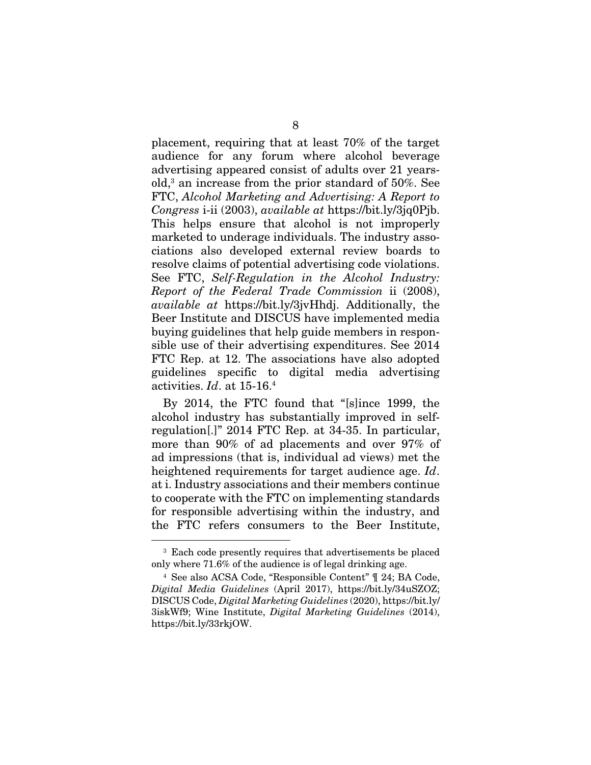placement, requiring that at least 70% of the target audience for any forum where alcohol beverage advertising appeared consist of adults over 21 years-old,[3] an increase from the prior standard of 50%. See FTC, *Alcohol Marketing and Advertising: A Report to Congress* i-ii (2003), *available at* https://bit.ly/3jq0Pjb. This helps ensure that alcohol is not improperly marketed to underage individuals. The industry associations also developed external review boards to resolve claims of potential advertising code violations. See FTC, *Self-Regulation in the Alcohol Industry: Report of the Federal Trade Commission* ii (2008), *available at* https://bit.ly/3jvHhdj. Additionally, the Beer Institute and DISCUS have implemented media buying guidelines that help guide members in responsible use of their advertising expenditures. See 2014 FTC Rep. at 12. The associations have also adopted guidelines specific to digital media advertising activities. *Id*. at 15-16.[4]

By 2014, the FTC found that "[s]ince 1999, the alcohol industry has substantially improved in self-regulation[.]" 2014 FTC Rep. at 34-35. In particular, more than 90% of ad placements and over 97% of ad impressions (that is, individual ad views) met the heightened requirements for target audience age. *Id*. at i. Industry associations and their members continue to cooperate with the FTC on implementing standards for responsible advertising within the industry, and the FTC refers consumers to the Beer Institute,

---

[3] Each code presently requires that advertisements be placed only where 71.6% of the audience is of legal drinking age.

[4] See also ACSA Code, "Responsible Content" ¶ 24; BA Code, *Digital Media Guidelines* (April 2017), https://bit.ly/34uSZOZ; DISCUS Code, *Digital Marketing Guidelines* (2020), https://bit.ly/3iskWf9; Wine Institute, *Digital Marketing Guidelines* (2014), https://bit.ly/33rkjOW.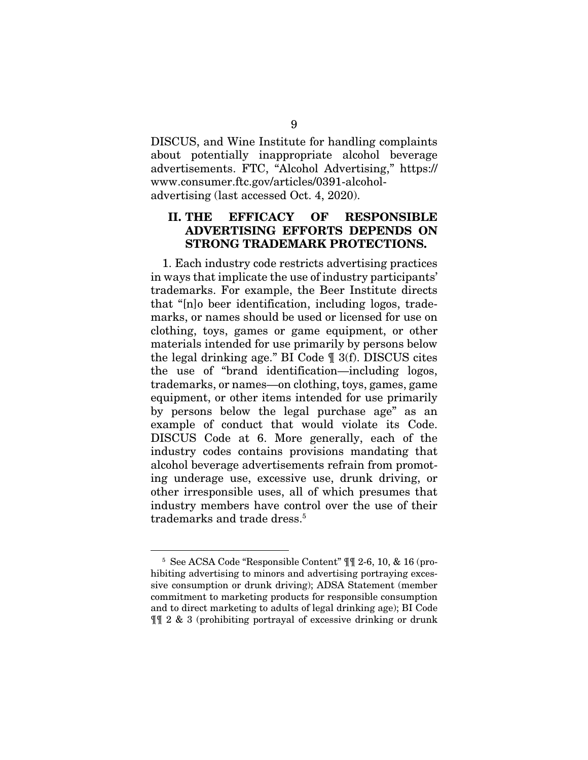DISCUS, and Wine Institute for handling complaints about potentially inappropriate alcohol beverage advertisements. FTC, "Alcohol Advertising," https://www.consumer.ftc.gov/articles/0391-alcohol-advertising (last accessed Oct. 4, 2020).

## II. THE EFFICACY OF RESPONSIBLE ADVERTISING EFFORTS DEPENDS ON STRONG TRADEMARK PROTECTIONS.

1. Each industry code restricts advertising practices in ways that implicate the use of industry participants' trademarks. For example, the Beer Institute directs that "[n]o beer identification, including logos, trademarks, or names should be used or licensed for use on clothing, toys, games or game equipment, or other materials intended for use primarily by persons below the legal drinking age." BI Code ¶ 3(f). DISCUS cites the use of "brand identification—including logos, trademarks, or names—on clothing, toys, games, game equipment, or other items intended for use primarily by persons below the legal purchase age" as an example of conduct that would violate its Code. DISCUS Code at 6. More generally, each of the industry codes contains provisions mandating that alcohol beverage advertisements refrain from promoting underage use, excessive use, drunk driving, or other irresponsible uses, all of which presumes that industry members have control over the use of their trademarks and trade dress.[5]

[5] See ACSA Code "Responsible Content" ¶¶ 2-6, 10, & 16 (prohibiting advertising to minors and advertising portraying excessive consumption or drunk driving); ADSA Statement (member commitment to marketing products for responsible consumption and to direct marketing to adults of legal drinking age); BI Code ¶¶ 2 & 3 (prohibiting portrayal of excessive drinking or drunk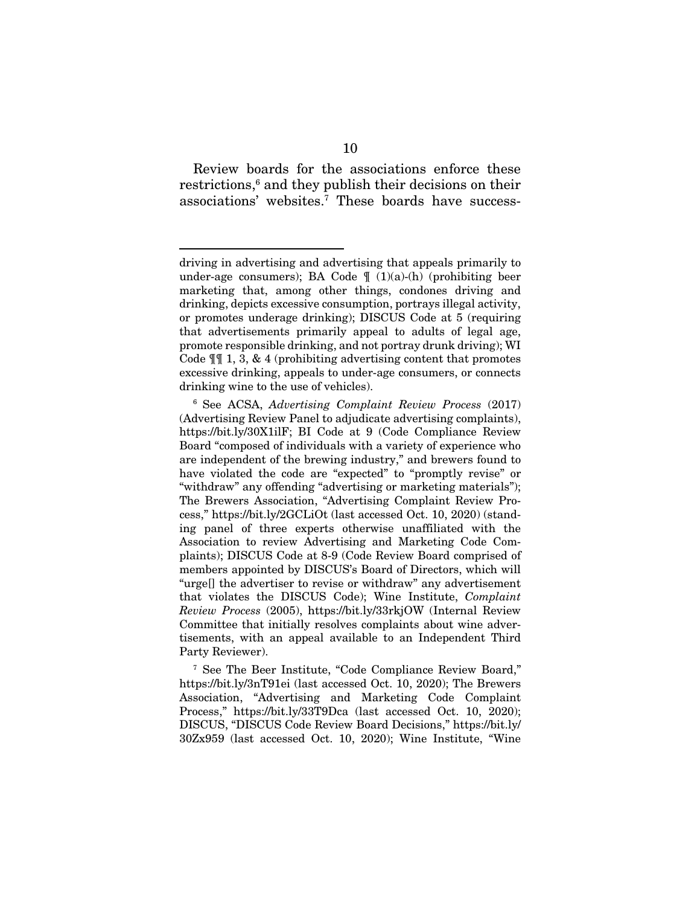Review boards for the associations enforce these restrictions,[6] and they publish their decisions on their associations' websites.[7] These boards have success-

---

driving in advertising and advertising that appeals primarily to under-age consumers); BA Code ¶ (1)(a)-(h) (prohibiting beer marketing that, among other things, condones driving and drinking, depicts excessive consumption, portrays illegal activity, or promotes underage drinking); DISCUS Code at 5 (requiring that advertisements primarily appeal to adults of legal age, promote responsible drinking, and not portray drunk driving); WI Code ¶¶ 1, 3, & 4 (prohibiting advertising content that promotes excessive drinking, appeals to under-age consumers, or connects drinking wine to the use of vehicles).

[6] See ACSA, *Advertising Complaint Review Process* (2017) (Advertising Review Panel to adjudicate advertising complaints), https://bit.ly/30X1ilF; BI Code at 9 (Code Compliance Review Board "composed of individuals with a variety of experience who are independent of the brewing industry," and brewers found to have violated the code are "expected" to "promptly revise" or "withdraw" any offending "advertising or marketing materials"); The Brewers Association, "Advertising Complaint Review Process," https://bit.ly/2GCLiOt (last accessed Oct. 10, 2020) (standing panel of three experts otherwise unaffiliated with the Association to review Advertising and Marketing Code Complaints); DISCUS Code at 8-9 (Code Review Board comprised of members appointed by DISCUS's Board of Directors, which will "urge[] the advertiser to revise or withdraw" any advertisement that violates the DISCUS Code); Wine Institute, *Complaint Review Process* (2005), https://bit.ly/33rkjOW (Internal Review Committee that initially resolves complaints about wine advertisements, with an appeal available to an Independent Third Party Reviewer).

[7] See The Beer Institute, "Code Compliance Review Board," https://bit.ly/3nT91ei (last accessed Oct. 10, 2020); The Brewers Association, "Advertising and Marketing Code Complaint Process," https://bit.ly/33T9Dca (last accessed Oct. 10, 2020); DISCUS, "DISCUS Code Review Board Decisions," https://bit.ly/30Zx959 (last accessed Oct. 10, 2020); Wine Institute, "Wine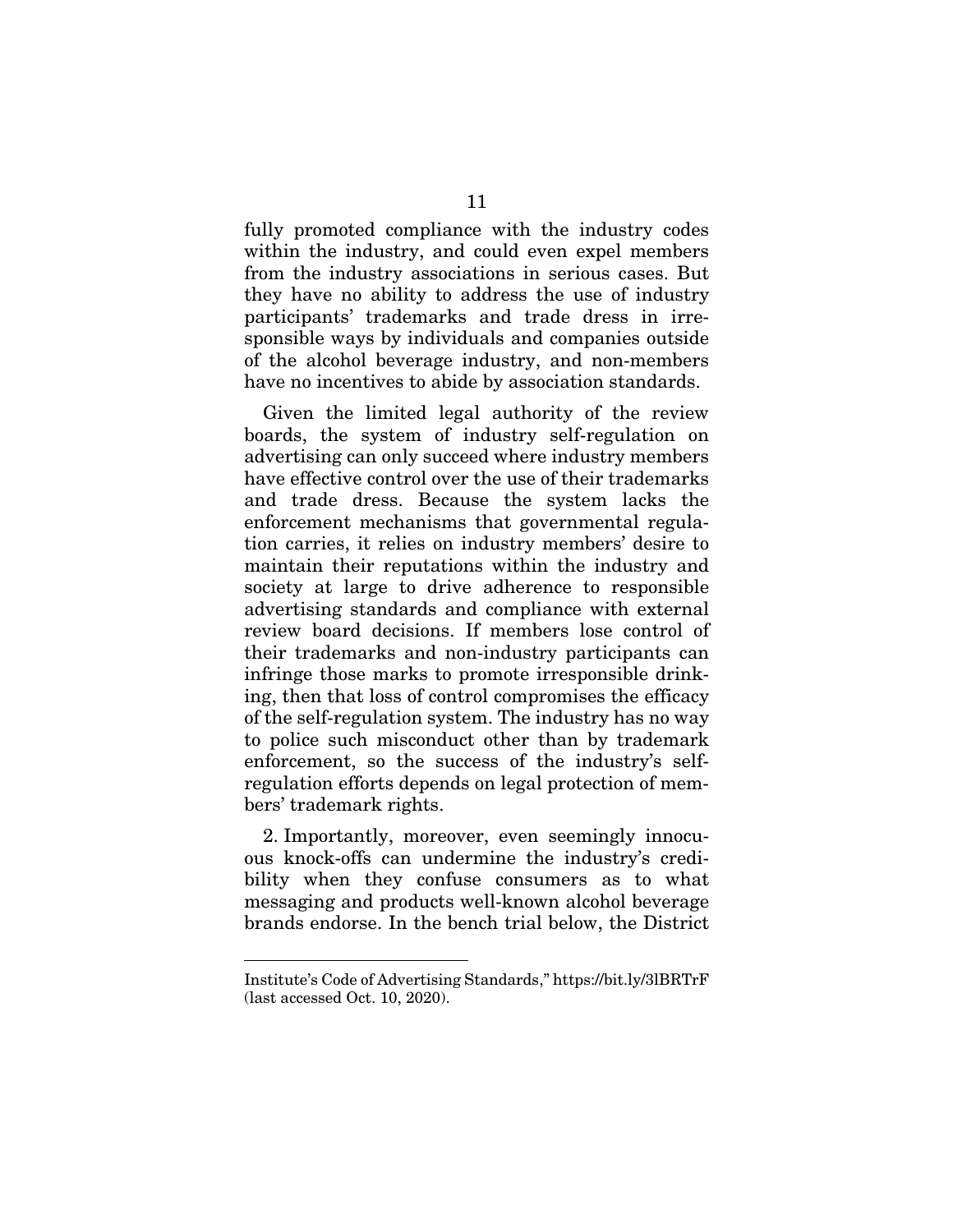fully promoted compliance with the industry codes within the industry, and could even expel members from the industry associations in serious cases. But they have no ability to address the use of industry participants' trademarks and trade dress in irresponsible ways by individuals and companies outside of the alcohol beverage industry, and non-members have no incentives to abide by association standards.

Given the limited legal authority of the review boards, the system of industry self-regulation on advertising can only succeed where industry members have effective control over the use of their trademarks and trade dress. Because the system lacks the enforcement mechanisms that governmental regulation carries, it relies on industry members' desire to maintain their reputations within the industry and society at large to drive adherence to responsible advertising standards and compliance with external review board decisions. If members lose control of their trademarks and non-industry participants can infringe those marks to promote irresponsible drinking, then that loss of control compromises the efficacy of the self-regulation system. The industry has no way to police such misconduct other than by trademark enforcement, so the success of the industry's self-regulation efforts depends on legal protection of members' trademark rights.

2. Importantly, moreover, even seemingly innocuous knock-offs can undermine the industry's credibility when they confuse consumers as to what messaging and products well-known alcohol beverage brands endorse. In the bench trial below, the District

---

Institute's Code of Advertising Standards," https://bit.ly/3lBRTrF (last accessed Oct. 10, 2020).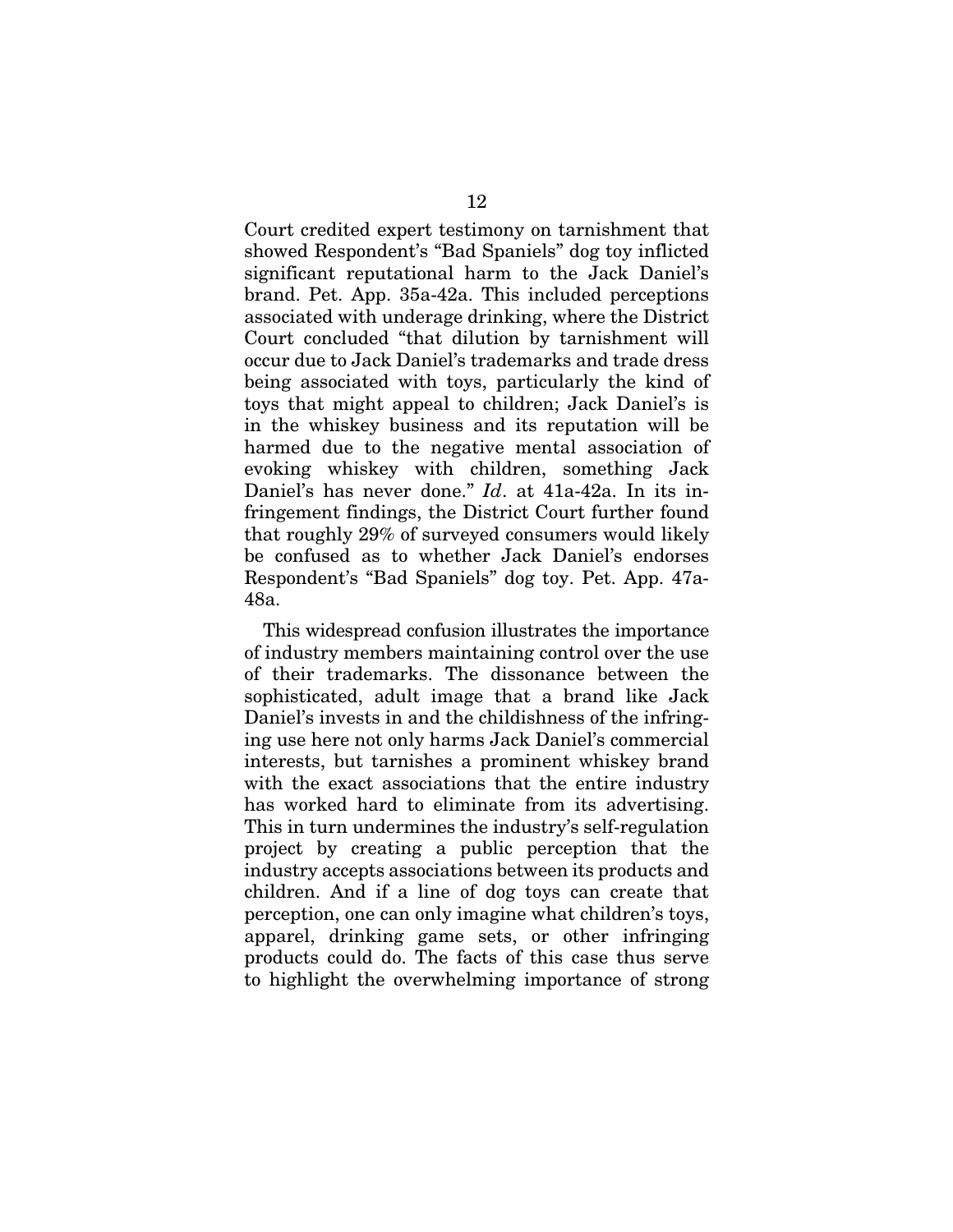Court credited expert testimony on tarnishment that showed Respondent's "Bad Spaniels" dog toy inflicted significant reputational harm to the Jack Daniel's brand. Pet. App. 35a-42a. This included perceptions associated with underage drinking, where the District Court concluded "that dilution by tarnishment will occur due to Jack Daniel's trademarks and trade dress being associated with toys, particularly the kind of toys that might appeal to children; Jack Daniel's is in the whiskey business and its reputation will be harmed due to the negative mental association of evoking whiskey with children, something Jack Daniel's has never done." *Id*. at 41a-42a. In its infringement findings, the District Court further found that roughly 29% of surveyed consumers would likely be confused as to whether Jack Daniel's endorses Respondent's "Bad Spaniels" dog toy. Pet. App. 47a-48a.

This widespread confusion illustrates the importance of industry members maintaining control over the use of their trademarks. The dissonance between the sophisticated, adult image that a brand like Jack Daniel's invests in and the childishness of the infringing use here not only harms Jack Daniel's commercial interests, but tarnishes a prominent whiskey brand with the exact associations that the entire industry has worked hard to eliminate from its advertising. This in turn undermines the industry's self-regulation project by creating a public perception that the industry accepts associations between its products and children. And if a line of dog toys can create that perception, one can only imagine what children's toys, apparel, drinking game sets, or other infringing products could do. The facts of this case thus serve to highlight the overwhelming importance of strong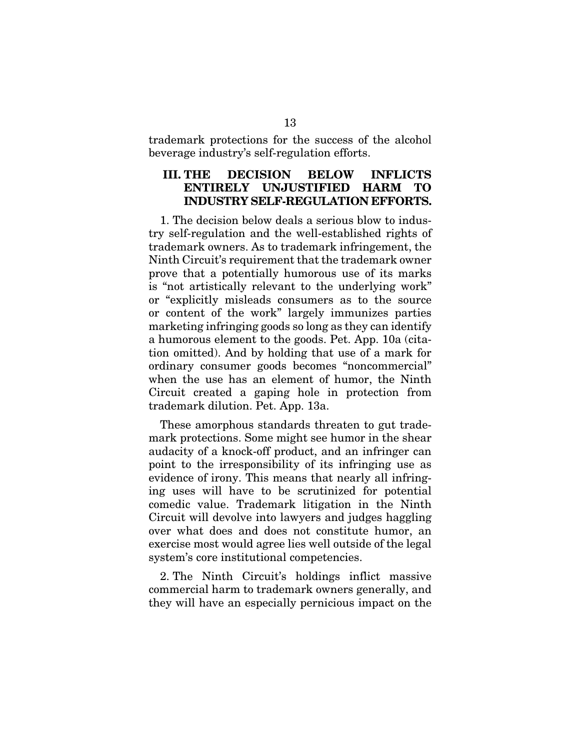trademark protections for the success of the alcohol beverage industry's self-regulation efforts.

## III. THE DECISION BELOW INFLICTS ENTIRELY UNJUSTIFIED HARM TO INDUSTRY SELF-REGULATION EFFORTS.

1. The decision below deals a serious blow to industry self-regulation and the well-established rights of trademark owners. As to trademark infringement, the Ninth Circuit's requirement that the trademark owner prove that a potentially humorous use of its marks is "not artistically relevant to the underlying work" or "explicitly misleads consumers as to the source or content of the work" largely immunizes parties marketing infringing goods so long as they can identify a humorous element to the goods. Pet. App. 10a (citation omitted). And by holding that use of a mark for ordinary consumer goods becomes "noncommercial" when the use has an element of humor, the Ninth Circuit created a gaping hole in protection from trademark dilution. Pet. App. 13a.

These amorphous standards threaten to gut trademark protections. Some might see humor in the shear audacity of a knock-off product, and an infringer can point to the irresponsibility of its infringing use as evidence of irony. This means that nearly all infringing uses will have to be scrutinized for potential comedic value. Trademark litigation in the Ninth Circuit will devolve into lawyers and judges haggling over what does and does not constitute humor, an exercise most would agree lies well outside of the legal system's core institutional competencies.

2. The Ninth Circuit's holdings inflict massive commercial harm to trademark owners generally, and they will have an especially pernicious impact on the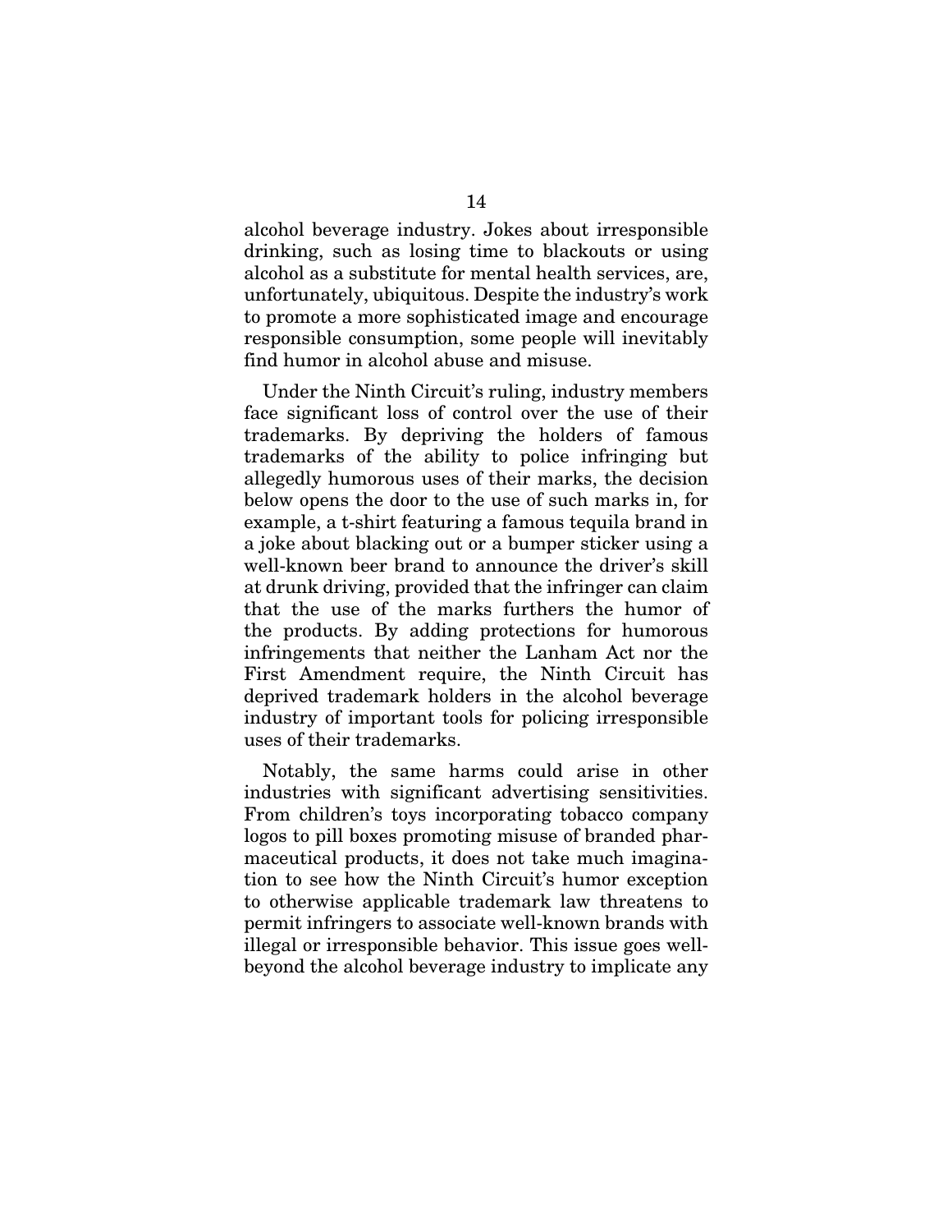alcohol beverage industry. Jokes about irresponsible drinking, such as losing time to blackouts or using alcohol as a substitute for mental health services, are, unfortunately, ubiquitous. Despite the industry's work to promote a more sophisticated image and encourage responsible consumption, some people will inevitably find humor in alcohol abuse and misuse.

Under the Ninth Circuit's ruling, industry members face significant loss of control over the use of their trademarks. By depriving the holders of famous trademarks of the ability to police infringing but allegedly humorous uses of their marks, the decision below opens the door to the use of such marks in, for example, a t-shirt featuring a famous tequila brand in a joke about blacking out or a bumper sticker using a well-known beer brand to announce the driver's skill at drunk driving, provided that the infringer can claim that the use of the marks furthers the humor of the products. By adding protections for humorous infringements that neither the Lanham Act nor the First Amendment require, the Ninth Circuit has deprived trademark holders in the alcohol beverage industry of important tools for policing irresponsible uses of their trademarks.

Notably, the same harms could arise in other industries with significant advertising sensitivities. From children's toys incorporating tobacco company logos to pill boxes promoting misuse of branded pharmaceutical products, it does not take much imagination to see how the Ninth Circuit's humor exception to otherwise applicable trademark law threatens to permit infringers to associate well-known brands with illegal or irresponsible behavior. This issue goes well-beyond the alcohol beverage industry to implicate any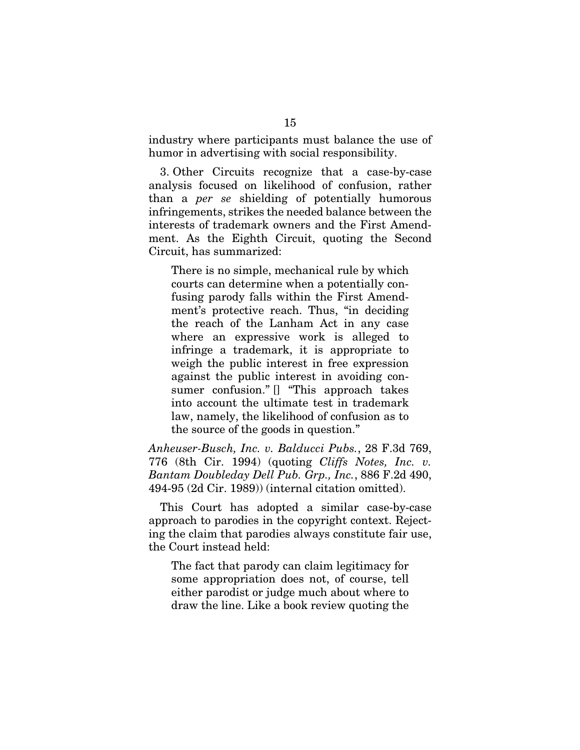industry where participants must balance the use of humor in advertising with social responsibility.

3. Other Circuits recognize that a case-by-case analysis focused on likelihood of confusion, rather than a *per se* shielding of potentially humorous infringements, strikes the needed balance between the interests of trademark owners and the First Amendment. As the Eighth Circuit, quoting the Second Circuit, has summarized:

> There is no simple, mechanical rule by which courts can determine when a potentially confusing parody falls within the First Amendment's protective reach. Thus, "in deciding the reach of the Lanham Act in any case where an expressive work is alleged to infringe a trademark, it is appropriate to weigh the public interest in free expression against the public interest in avoiding consumer confusion." [] "This approach takes into account the ultimate test in trademark law, namely, the likelihood of confusion as to the source of the goods in question."

*Anheuser-Busch, Inc. v. Balducci Pubs.*, 28 F.3d 769, 776 (8th Cir. 1994) (quoting *Cliffs Notes, Inc. v. Bantam Doubleday Dell Pub. Grp., Inc.*, 886 F.2d 490, 494-95 (2d Cir. 1989)) (internal citation omitted).

This Court has adopted a similar case-by-case approach to parodies in the copyright context. Rejecting the claim that parodies always constitute fair use, the Court instead held:

> The fact that parody can claim legitimacy for some appropriation does not, of course, tell either parodist or judge much about where to draw the line. Like a book review quoting the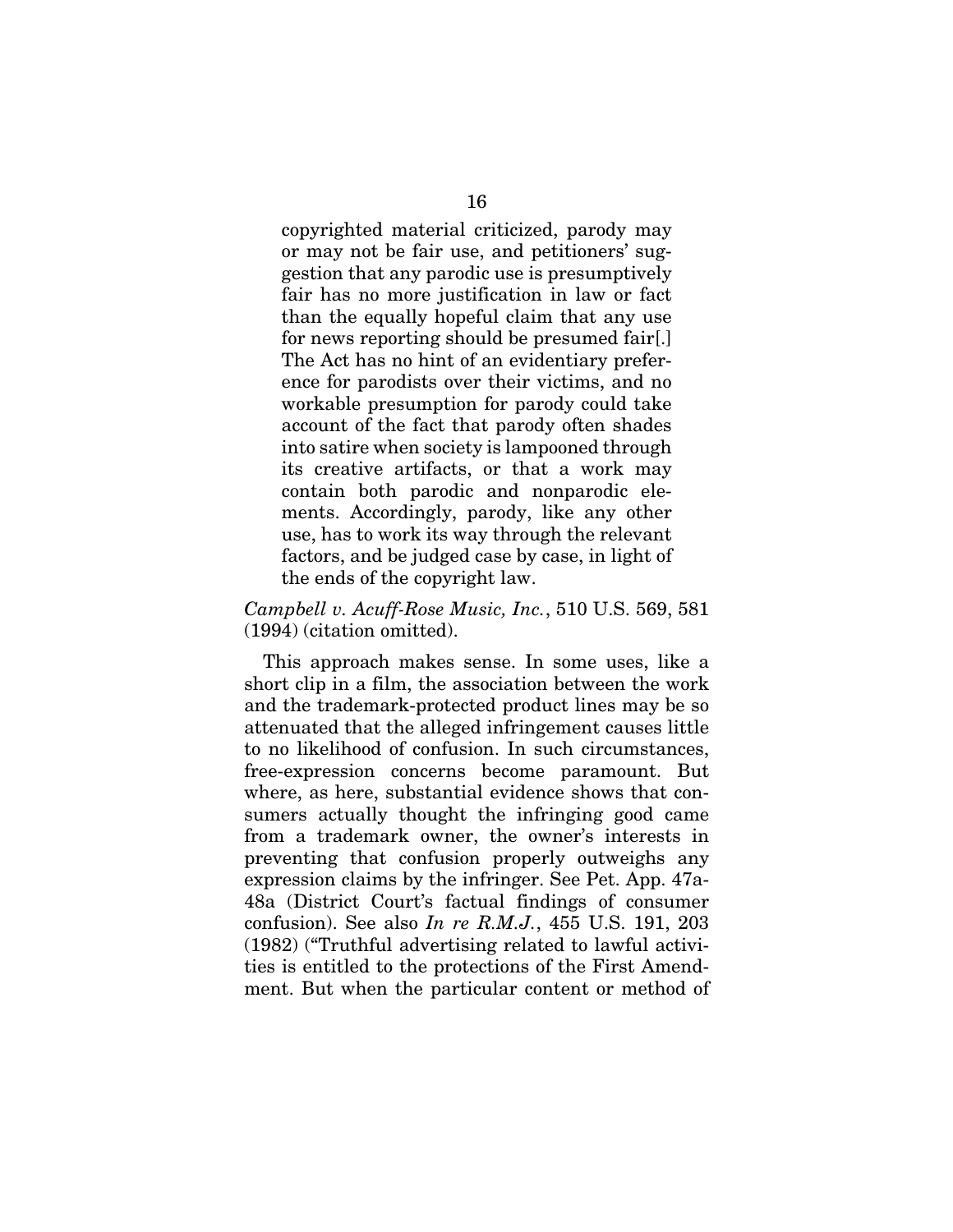> copyrighted material criticized, parody may or may not be fair use, and petitioners' suggestion that any parodic use is presumptively fair has no more justification in law or fact than the equally hopeful claim that any use for news reporting should be presumed fair[.] The Act has no hint of an evidentiary preference for parodists over their victims, and no workable presumption for parody could take account of the fact that parody often shades into satire when society is lampooned through its creative artifacts, or that a work may contain both parodic and nonparodic elements. Accordingly, parody, like any other use, has to work its way through the relevant factors, and be judged case by case, in light of the ends of the copyright law.

*Campbell v. Acuff-Rose Music, Inc.*, 510 U.S. 569, 581 (1994) (citation omitted).

This approach makes sense. In some uses, like a short clip in a film, the association between the work and the trademark-protected product lines may be so attenuated that the alleged infringement causes little to no likelihood of confusion. In such circumstances, free-expression concerns become paramount. But where, as here, substantial evidence shows that consumers actually thought the infringing good came from a trademark owner, the owner's interests in preventing that confusion properly outweighs any expression claims by the infringer. See Pet. App. 47a-48a (District Court's factual findings of consumer confusion). See also *In re R.M.J.*, 455 U.S. 191, 203 (1982) ("Truthful advertising related to lawful activities is entitled to the protections of the First Amendment. But when the particular content or method of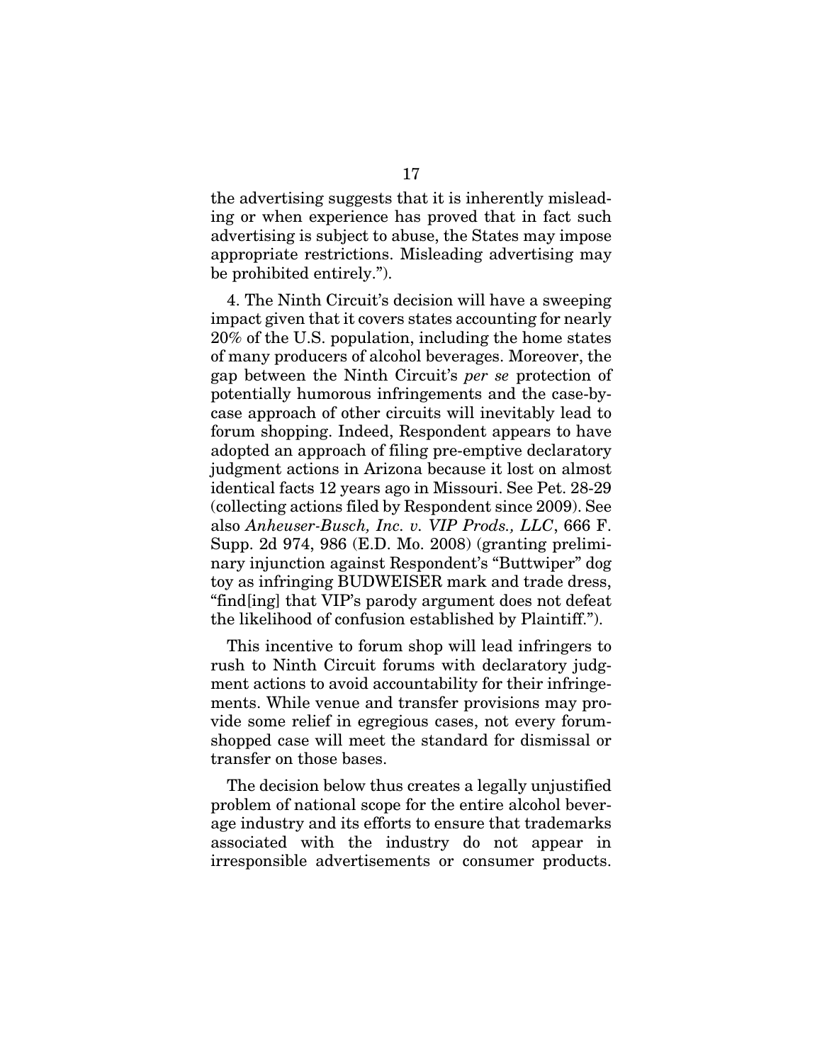the advertising suggests that it is inherently misleading or when experience has proved that in fact such advertising is subject to abuse, the States may impose appropriate restrictions. Misleading advertising may be prohibited entirely.").

4. The Ninth Circuit's decision will have a sweeping impact given that it covers states accounting for nearly 20% of the U.S. population, including the home states of many producers of alcohol beverages. Moreover, the gap between the Ninth Circuit's *per se* protection of potentially humorous infringements and the case-by-case approach of other circuits will inevitably lead to forum shopping. Indeed, Respondent appears to have adopted an approach of filing pre-emptive declaratory judgment actions in Arizona because it lost on almost identical facts 12 years ago in Missouri. See Pet. 28-29 (collecting actions filed by Respondent since 2009). See also *Anheuser-Busch, Inc. v. VIP Prods., LLC*, 666 F. Supp. 2d 974, 986 (E.D. Mo. 2008) (granting preliminary injunction against Respondent's "Buttwiper" dog toy as infringing BUDWEISER mark and trade dress, "find[ing] that VIP's parody argument does not defeat the likelihood of confusion established by Plaintiff.").

This incentive to forum shop will lead infringers to rush to Ninth Circuit forums with declaratory judgment actions to avoid accountability for their infringements. While venue and transfer provisions may provide some relief in egregious cases, not every forum-shopped case will meet the standard for dismissal or transfer on those bases.

The decision below thus creates a legally unjustified problem of national scope for the entire alcohol beverage industry and its efforts to ensure that trademarks associated with the industry do not appear in irresponsible advertisements or consumer products.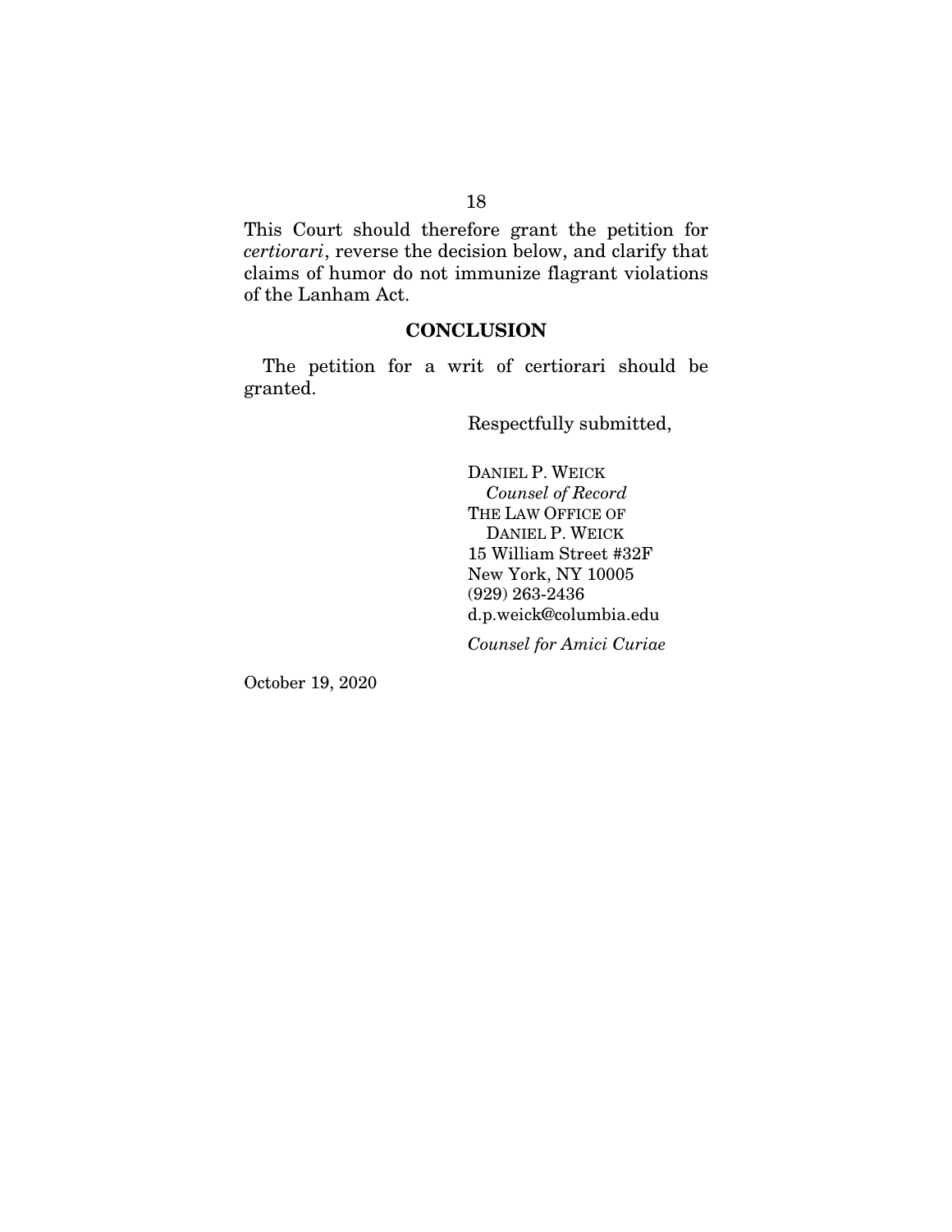This Court should therefore grant the petition for *certiorari*, reverse the decision below, and clarify that claims of humor do not immunize flagrant violations of the Lanham Act.

## CONCLUSION

The petition for a writ of certiorari should be granted.

Respectfully submitted,

DANIEL P. WEICK
*Counsel of Record*
THE LAW OFFICE OF
DANIEL P. WEICK
15 William Street #32F
New York, NY 10005
(929) 263-2436
d.p.weick@columbia.edu

*Counsel for Amici Curiae*

October 19, 2020